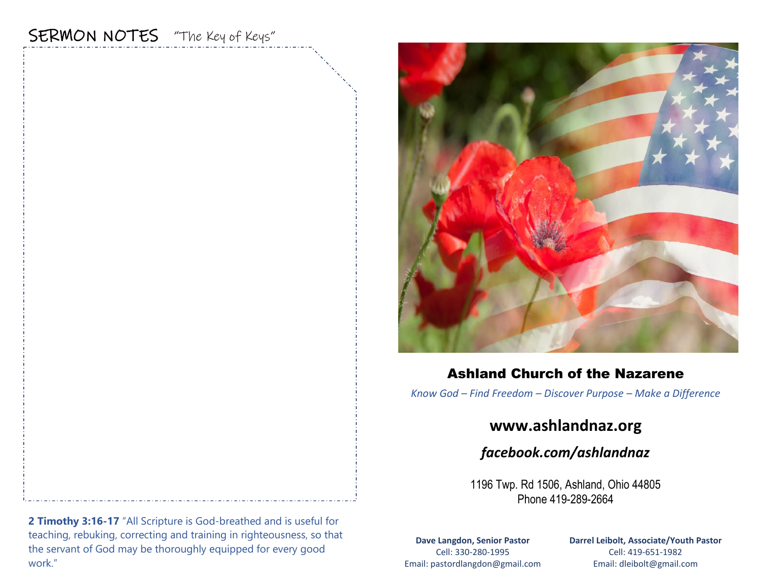## SERMON NOTES "The Key of Keys"

**2 Timothy 3:16-17** "All Scripture is God-breathed and is useful for teaching, rebuking, correcting and training in righteousness, so that the servant of God may be thoroughly equipped for every good work."

# Ashland Church of the Nazarene

*Know God – Find Freedom – Discover Purpose – Make a Difference*

**www.ashlandnaz.org**

***facebook.com/ashlandnaz***

1196 Twp. Rd 1506, Ashland, Ohio 44805
Phone 419-289-2664

**Dave Langdon, Senior Pastor**
Cell: 330-280-1995
Email: pastordlangdon@gmail.com

**Darrel Leibolt, Associate/Youth Pastor**
Cell: 419-651-1982
Email: dleibolt@gmail.com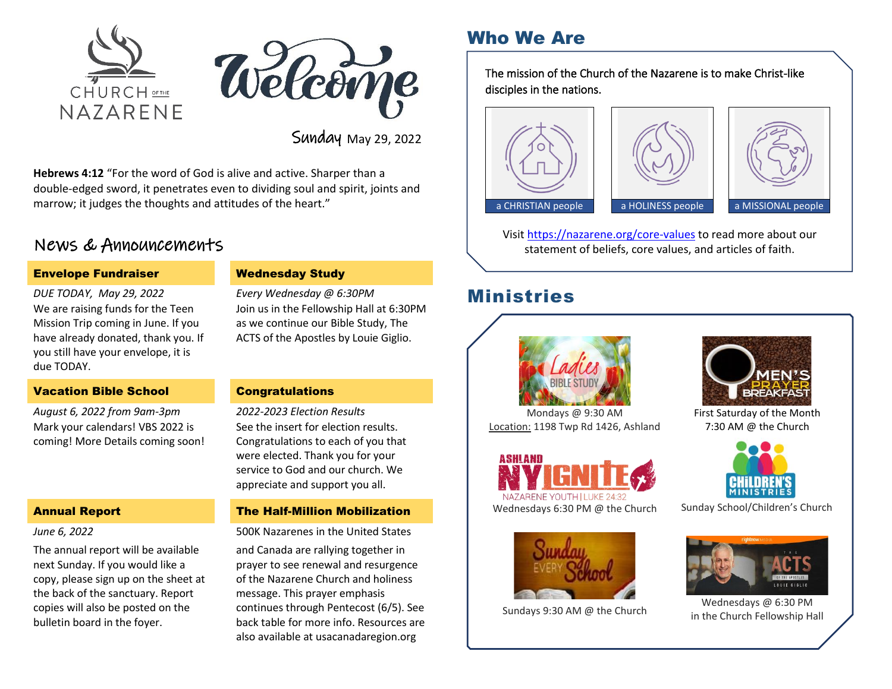CHURCH OF THE NAZARENE

# Welcome

Sunday May 29, 2022

**Hebrews 4:12** "For the word of God is alive and active. Sharper than a double-edged sword, it penetrates even to dividing soul and spirit, joints and marrow; it judges the thoughts and attitudes of the heart."

## News & Announcements

### Envelope Fundraiser

*DUE TODAY, May 29, 2022*

We are raising funds for the Teen Mission Trip coming in June. If you have already donated, thank you. If you still have your envelope, it is due TODAY.

### Wednesday Study

*Every Wednesday @ 6:30PM*

Join us in the Fellowship Hall at 6:30PM as we continue our Bible Study, The ACTS of the Apostles by Louie Giglio.

### Vacation Bible School

*August 6, 2022 from 9am-3pm*

Mark your calendars! VBS 2022 is coming! More Details coming soon!

### Congratulations

*2022-2023 Election Results*

See the insert for election results. Congratulations to each of you that were elected. Thank you for your service to God and our church. We appreciate and support you all.

### Annual Report

*June 6, 2022*

The annual report will be available next Sunday. If you would like a copy, please sign up on the sheet at the back of the sanctuary. Report copies will also be posted on the bulletin board in the foyer.

### The Half-Million Mobilization

500K Nazarenes in the United States and Canada are rallying together in prayer to see renewal and resurgence of the Nazarene Church and holiness message. This prayer emphasis continues through Pentecost (6/5). See back table for more info. Resources are also available at usacanadaregion.org

## Who We Are

The mission of the Church of the Nazarene is to make Christ-like disciples in the nations.

a CHRISTIAN people

a HOLINESS people

a MISSIONAL people

Visit https://nazarene.org/core-values to read more about our statement of beliefs, core values, and articles of faith.

## Ministries

Ladies Bible Study
Mondays @ 9:30 AM
Location: 1198 Twp Rd 1426, Ashland

Men's Prayer Breakfast
First Saturday of the Month
7:30 AM @ the Church

Ashland NYI Ignite – Nazarene Youth | Luke 24:32
Wednesdays 6:30 PM @ the Church

Children's Ministries
Sunday School/Children's Church

Sunday School Every Sunday
Sundays 9:30 AM @ the Church

The Acts of the Apostles – Louie Giglio
Wednesdays @ 6:30 PM
in the Church Fellowship Hall